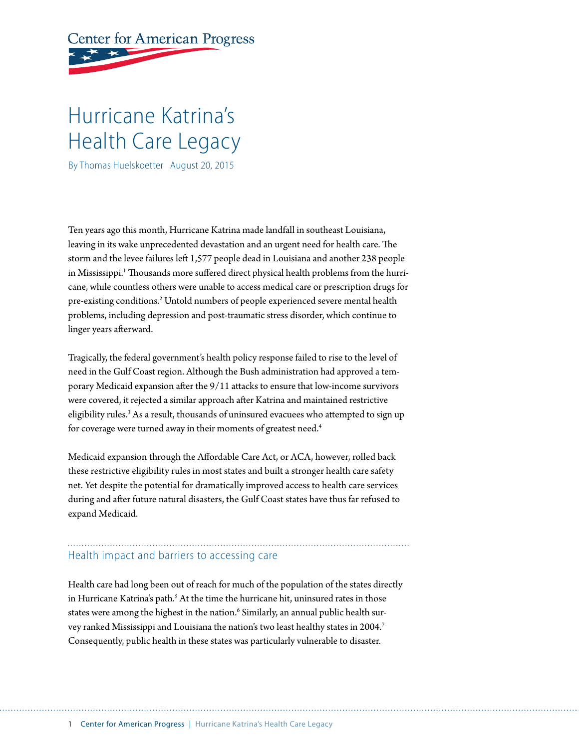Center for American Progress

# Hurricane Katrina's Health Care Legacy

By Thomas Huelskoetter August 20, 2015

Ten years ago this month, Hurricane Katrina made landfall in southeast Louisiana, leaving in its wake unprecedented devastation and an urgent need for health care. The storm and the levee failures left 1,577 people dead in Louisiana and another 238 people in Mississippi.[1] Thousands more suffered direct physical health problems from the hurricane, while countless others were unable to access medical care or prescription drugs for pre-existing conditions.[2] Untold numbers of people experienced severe mental health problems, including depression and post-traumatic stress disorder, which continue to linger years afterward.

Tragically, the federal government's health policy response failed to rise to the level of need in the Gulf Coast region. Although the Bush administration had approved a temporary Medicaid expansion after the 9/11 attacks to ensure that low-income survivors were covered, it rejected a similar approach after Katrina and maintained restrictive eligibility rules.[3] As a result, thousands of uninsured evacuees who attempted to sign up for coverage were turned away in their moments of greatest need.[4]

Medicaid expansion through the Affordable Care Act, or ACA, however, rolled back these restrictive eligibility rules in most states and built a stronger health care safety net. Yet despite the potential for dramatically improved access to health care services during and after future natural disasters, the Gulf Coast states have thus far refused to expand Medicaid.

## Health impact and barriers to accessing care

Health care had long been out of reach for much of the population of the states directly in Hurricane Katrina's path.[5] At the time the hurricane hit, uninsured rates in those states were among the highest in the nation.[6] Similarly, an annual public health survey ranked Mississippi and Louisiana the nation's two least healthy states in 2004.[7] Consequently, public health in these states was particularly vulnerable to disaster.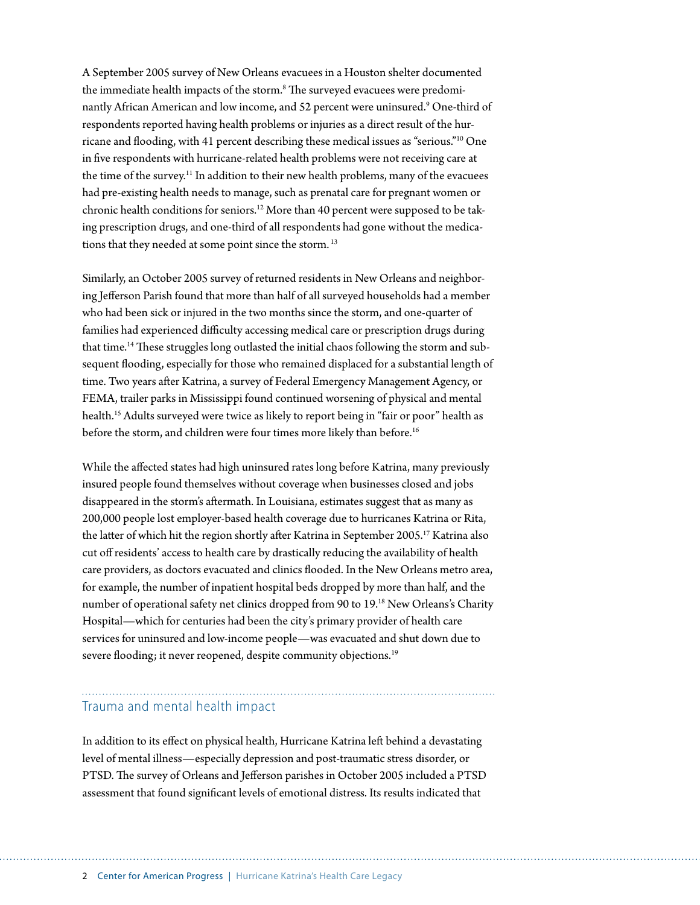A September 2005 survey of New Orleans evacuees in a Houston shelter documented the immediate health impacts of the storm.[8] The surveyed evacuees were predominantly African American and low income, and 52 percent were uninsured.[9] One-third of respondents reported having health problems or injuries as a direct result of the hurricane and flooding, with 41 percent describing these medical issues as "serious."[10] One in five respondents with hurricane-related health problems were not receiving care at the time of the survey.[11] In addition to their new health problems, many of the evacuees had pre-existing health needs to manage, such as prenatal care for pregnant women or chronic health conditions for seniors.[12] More than 40 percent were supposed to be taking prescription drugs, and one-third of all respondents had gone without the medications that they needed at some point since the storm.[13]

Similarly, an October 2005 survey of returned residents in New Orleans and neighboring Jefferson Parish found that more than half of all surveyed households had a member who had been sick or injured in the two months since the storm, and one-quarter of families had experienced difficulty accessing medical care or prescription drugs during that time.[14] These struggles long outlasted the initial chaos following the storm and subsequent flooding, especially for those who remained displaced for a substantial length of time. Two years after Katrina, a survey of Federal Emergency Management Agency, or FEMA, trailer parks in Mississippi found continued worsening of physical and mental health.[15] Adults surveyed were twice as likely to report being in "fair or poor" health as before the storm, and children were four times more likely than before.[16]

While the affected states had high uninsured rates long before Katrina, many previously insured people found themselves without coverage when businesses closed and jobs disappeared in the storm's aftermath. In Louisiana, estimates suggest that as many as 200,000 people lost employer-based health coverage due to hurricanes Katrina or Rita, the latter of which hit the region shortly after Katrina in September 2005.[17] Katrina also cut off residents' access to health care by drastically reducing the availability of health care providers, as doctors evacuated and clinics flooded. In the New Orleans metro area, for example, the number of inpatient hospital beds dropped by more than half, and the number of operational safety net clinics dropped from 90 to 19.[18] New Orleans's Charity Hospital—which for centuries had been the city's primary provider of health care services for uninsured and low-income people—was evacuated and shut down due to severe flooding; it never reopened, despite community objections.[19]

## Trauma and mental health impact

In addition to its effect on physical health, Hurricane Katrina left behind a devastating level of mental illness—especially depression and post-traumatic stress disorder, or PTSD. The survey of Orleans and Jefferson parishes in October 2005 included a PTSD assessment that found significant levels of emotional distress. Its results indicated that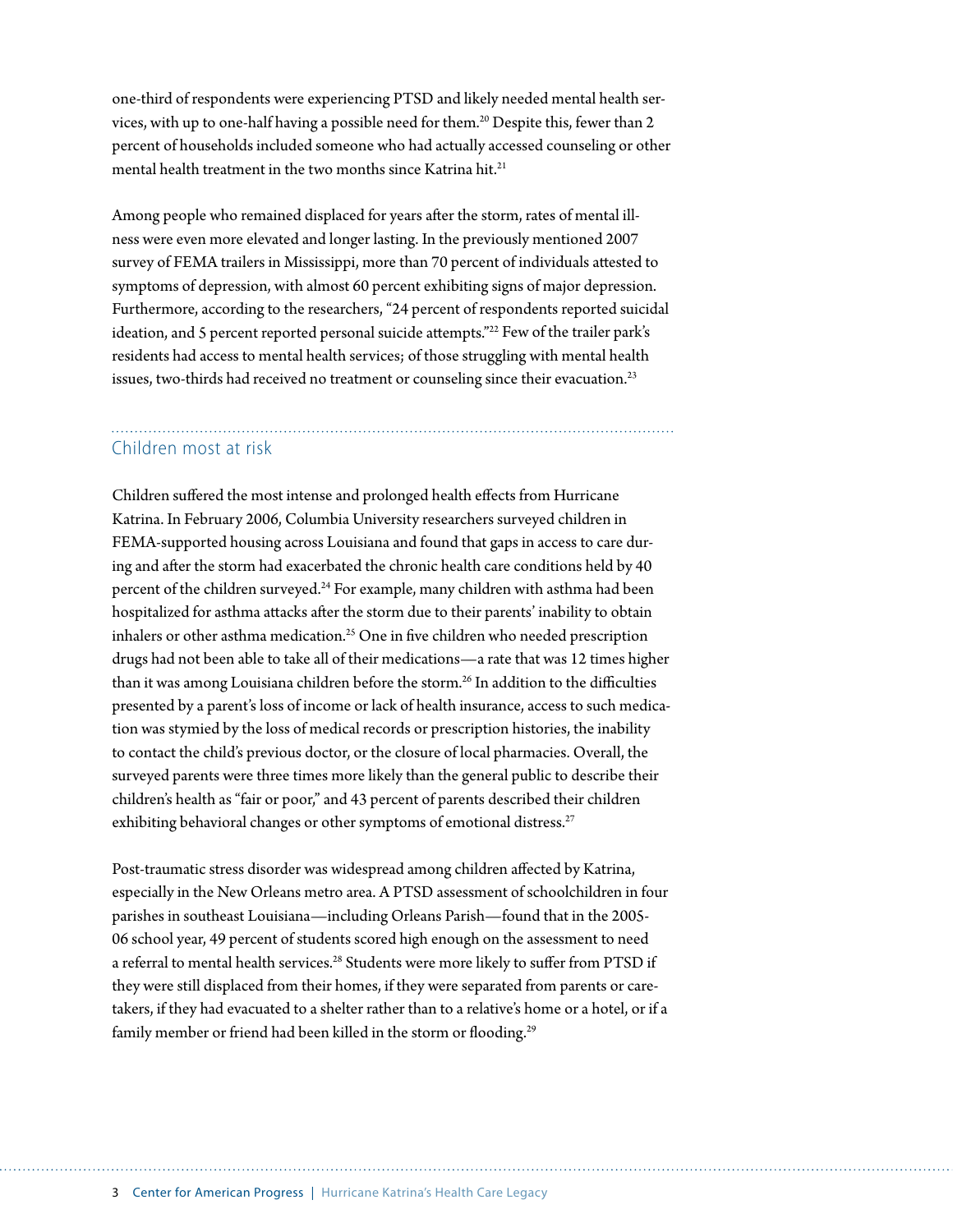one-third of respondents were experiencing PTSD and likely needed mental health services, with up to one-half having a possible need for them.[20] Despite this, fewer than 2 percent of households included someone who had actually accessed counseling or other mental health treatment in the two months since Katrina hit.[21]

Among people who remained displaced for years after the storm, rates of mental illness were even more elevated and longer lasting. In the previously mentioned 2007 survey of FEMA trailers in Mississippi, more than 70 percent of individuals attested to symptoms of depression, with almost 60 percent exhibiting signs of major depression. Furthermore, according to the researchers, "24 percent of respondents reported suicidal ideation, and 5 percent reported personal suicide attempts."[22] Few of the trailer park's residents had access to mental health services; of those struggling with mental health issues, two-thirds had received no treatment or counseling since their evacuation.[23]

## Children most at risk

Children suffered the most intense and prolonged health effects from Hurricane Katrina. In February 2006, Columbia University researchers surveyed children in FEMA-supported housing across Louisiana and found that gaps in access to care during and after the storm had exacerbated the chronic health care conditions held by 40 percent of the children surveyed.[24] For example, many children with asthma had been hospitalized for asthma attacks after the storm due to their parents' inability to obtain inhalers or other asthma medication.[25] One in five children who needed prescription drugs had not been able to take all of their medications—a rate that was 12 times higher than it was among Louisiana children before the storm.[26] In addition to the difficulties presented by a parent's loss of income or lack of health insurance, access to such medication was stymied by the loss of medical records or prescription histories, the inability to contact the child's previous doctor, or the closure of local pharmacies. Overall, the surveyed parents were three times more likely than the general public to describe their children's health as "fair or poor," and 43 percent of parents described their children exhibiting behavioral changes or other symptoms of emotional distress.[27]

Post-traumatic stress disorder was widespread among children affected by Katrina, especially in the New Orleans metro area. A PTSD assessment of schoolchildren in four parishes in southeast Louisiana—including Orleans Parish—found that in the 2005-06 school year, 49 percent of students scored high enough on the assessment to need a referral to mental health services.[28] Students were more likely to suffer from PTSD if they were still displaced from their homes, if they were separated from parents or caretakers, if they had evacuated to a shelter rather than to a relative's home or a hotel, or if a family member or friend had been killed in the storm or flooding.[29]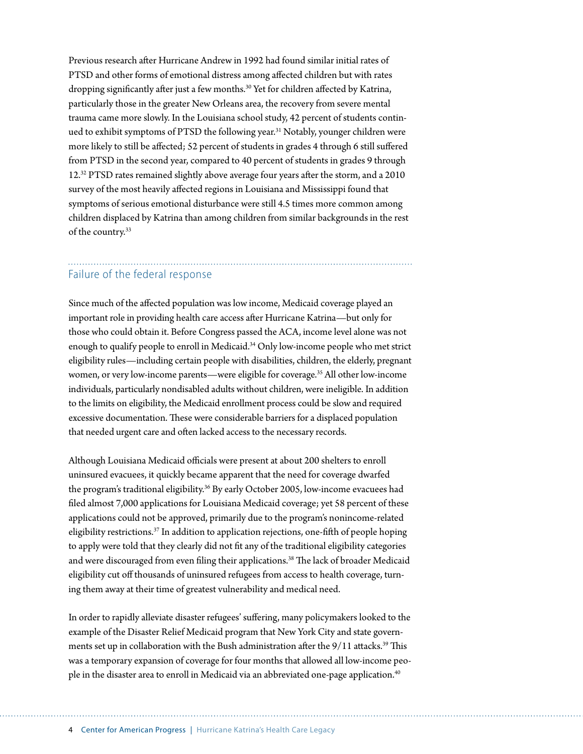Previous research after Hurricane Andrew in 1992 had found similar initial rates of PTSD and other forms of emotional distress among affected children but with rates dropping significantly after just a few months.[30] Yet for children affected by Katrina, particularly those in the greater New Orleans area, the recovery from severe mental trauma came more slowly. In the Louisiana school study, 42 percent of students continued to exhibit symptoms of PTSD the following year.[31] Notably, younger children were more likely to still be affected; 52 percent of students in grades 4 through 6 still suffered from PTSD in the second year, compared to 40 percent of students in grades 9 through 12.[32] PTSD rates remained slightly above average four years after the storm, and a 2010 survey of the most heavily affected regions in Louisiana and Mississippi found that symptoms of serious emotional disturbance were still 4.5 times more common among children displaced by Katrina than among children from similar backgrounds in the rest of the country.[33]

## Failure of the federal response

Since much of the affected population was low income, Medicaid coverage played an important role in providing health care access after Hurricane Katrina—but only for those who could obtain it. Before Congress passed the ACA, income level alone was not enough to qualify people to enroll in Medicaid.[34] Only low-income people who met strict eligibility rules—including certain people with disabilities, children, the elderly, pregnant women, or very low-income parents—were eligible for coverage.[35] All other low-income individuals, particularly nondisabled adults without children, were ineligible. In addition to the limits on eligibility, the Medicaid enrollment process could be slow and required excessive documentation. These were considerable barriers for a displaced population that needed urgent care and often lacked access to the necessary records.

Although Louisiana Medicaid officials were present at about 200 shelters to enroll uninsured evacuees, it quickly became apparent that the need for coverage dwarfed the program's traditional eligibility.[36] By early October 2005, low-income evacuees had filed almost 7,000 applications for Louisiana Medicaid coverage; yet 58 percent of these applications could not be approved, primarily due to the program's nonincome-related eligibility restrictions.[37] In addition to application rejections, one-fifth of people hoping to apply were told that they clearly did not fit any of the traditional eligibility categories and were discouraged from even filing their applications.[38] The lack of broader Medicaid eligibility cut off thousands of uninsured refugees from access to health coverage, turning them away at their time of greatest vulnerability and medical need.

In order to rapidly alleviate disaster refugees' suffering, many policymakers looked to the example of the Disaster Relief Medicaid program that New York City and state governments set up in collaboration with the Bush administration after the 9/11 attacks.[39] This was a temporary expansion of coverage for four months that allowed all low-income people in the disaster area to enroll in Medicaid via an abbreviated one-page application.[40]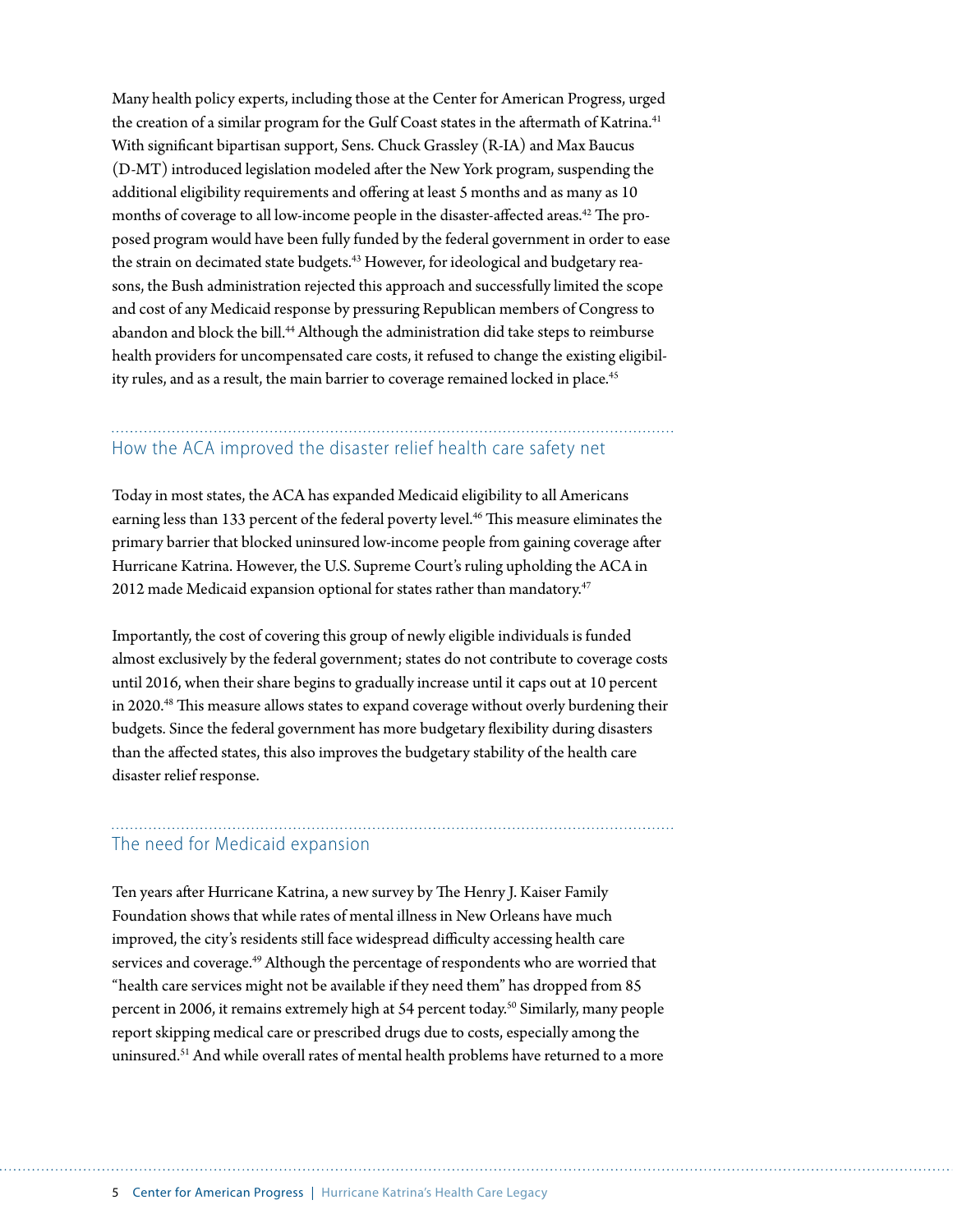Many health policy experts, including those at the Center for American Progress, urged the creation of a similar program for the Gulf Coast states in the aftermath of Katrina.[41] With significant bipartisan support, Sens. Chuck Grassley (R-IA) and Max Baucus (D-MT) introduced legislation modeled after the New York program, suspending the additional eligibility requirements and offering at least 5 months and as many as 10 months of coverage to all low-income people in the disaster-affected areas.[42] The proposed program would have been fully funded by the federal government in order to ease the strain on decimated state budgets.[43] However, for ideological and budgetary reasons, the Bush administration rejected this approach and successfully limited the scope and cost of any Medicaid response by pressuring Republican members of Congress to abandon and block the bill.[44] Although the administration did take steps to reimburse health providers for uncompensated care costs, it refused to change the existing eligibility rules, and as a result, the main barrier to coverage remained locked in place.[45]

## How the ACA improved the disaster relief health care safety net

Today in most states, the ACA has expanded Medicaid eligibility to all Americans earning less than 133 percent of the federal poverty level.[46] This measure eliminates the primary barrier that blocked uninsured low-income people from gaining coverage after Hurricane Katrina. However, the U.S. Supreme Court's ruling upholding the ACA in 2012 made Medicaid expansion optional for states rather than mandatory.[47]

Importantly, the cost of covering this group of newly eligible individuals is funded almost exclusively by the federal government; states do not contribute to coverage costs until 2016, when their share begins to gradually increase until it caps out at 10 percent in 2020.[48] This measure allows states to expand coverage without overly burdening their budgets. Since the federal government has more budgetary flexibility during disasters than the affected states, this also improves the budgetary stability of the health care disaster relief response.

## The need for Medicaid expansion

Ten years after Hurricane Katrina, a new survey by The Henry J. Kaiser Family Foundation shows that while rates of mental illness in New Orleans have much improved, the city's residents still face widespread difficulty accessing health care services and coverage.[49] Although the percentage of respondents who are worried that "health care services might not be available if they need them" has dropped from 85 percent in 2006, it remains extremely high at 54 percent today.[50] Similarly, many people report skipping medical care or prescribed drugs due to costs, especially among the uninsured.[51] And while overall rates of mental health problems have returned to a more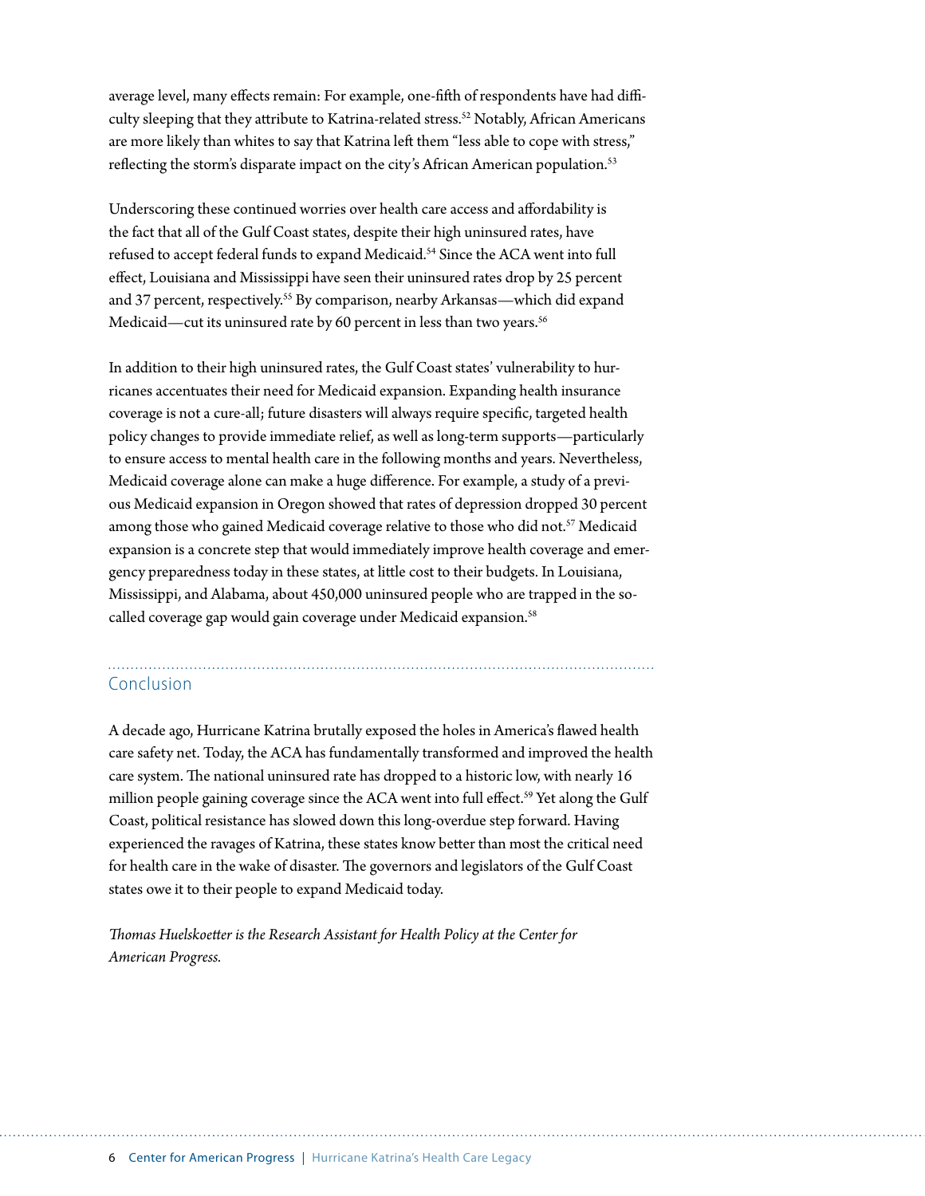average level, many effects remain: For example, one-fifth of respondents have had difficulty sleeping that they attribute to Katrina-related stress.[52] Notably, African Americans are more likely than whites to say that Katrina left them "less able to cope with stress," reflecting the storm's disparate impact on the city's African American population.[53]

Underscoring these continued worries over health care access and affordability is the fact that all of the Gulf Coast states, despite their high uninsured rates, have refused to accept federal funds to expand Medicaid.[54] Since the ACA went into full effect, Louisiana and Mississippi have seen their uninsured rates drop by 25 percent and 37 percent, respectively.[55] By comparison, nearby Arkansas—which did expand Medicaid—cut its uninsured rate by 60 percent in less than two years.[56]

In addition to their high uninsured rates, the Gulf Coast states' vulnerability to hurricanes accentuates their need for Medicaid expansion. Expanding health insurance coverage is not a cure-all; future disasters will always require specific, targeted health policy changes to provide immediate relief, as well as long-term supports—particularly to ensure access to mental health care in the following months and years. Nevertheless, Medicaid coverage alone can make a huge difference. For example, a study of a previous Medicaid expansion in Oregon showed that rates of depression dropped 30 percent among those who gained Medicaid coverage relative to those who did not.[57] Medicaid expansion is a concrete step that would immediately improve health coverage and emergency preparedness today in these states, at little cost to their budgets. In Louisiana, Mississippi, and Alabama, about 450,000 uninsured people who are trapped in the so-called coverage gap would gain coverage under Medicaid expansion.[58]

## Conclusion

A decade ago, Hurricane Katrina brutally exposed the holes in America's flawed health care safety net. Today, the ACA has fundamentally transformed and improved the health care system. The national uninsured rate has dropped to a historic low, with nearly 16 million people gaining coverage since the ACA went into full effect.[59] Yet along the Gulf Coast, political resistance has slowed down this long-overdue step forward. Having experienced the ravages of Katrina, these states know better than most the critical need for health care in the wake of disaster. The governors and legislators of the Gulf Coast states owe it to their people to expand Medicaid today.

*Thomas Huelskoetter is the Research Assistant for Health Policy at the Center for American Progress.*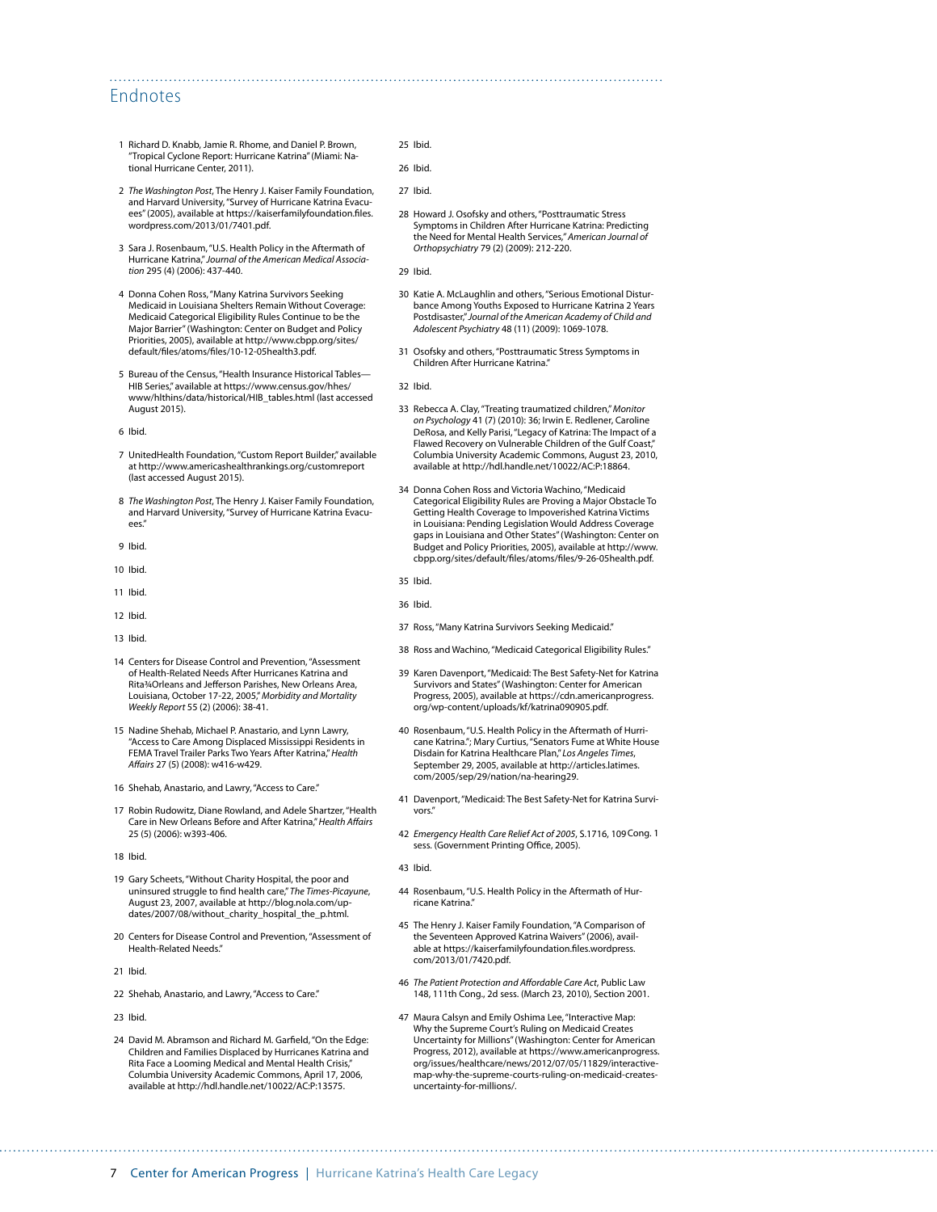## Endnotes

1. Richard D. Knabb, Jamie R. Rhome, and Daniel P. Brown, "Tropical Cyclone Report: Hurricane Katrina" (Miami: National Hurricane Center, 2011).
2. *The Washington Post*, The Henry J. Kaiser Family Foundation, and Harvard University, "Survey of Hurricane Katrina Evacuees" (2005), available at https://kaiserfamilyfoundation.files.wordpress.com/2013/01/7401.pdf.
3. Sara J. Rosenbaum, "U.S. Health Policy in the Aftermath of Hurricane Katrina," *Journal of the American Medical Association* 295 (4) (2006): 437-440.
4. Donna Cohen Ross, "Many Katrina Survivors Seeking Medicaid in Louisiana Shelters Remain Without Coverage: Medicaid Categorical Eligibility Rules Continue to be the Major Barrier" (Washington: Center on Budget and Policy Priorities, 2005), available at http://www.cbpp.org/sites/default/files/atoms/files/10-12-05health3.pdf.
5. Bureau of the Census, "Health Insurance Historical Tables—HIB Series," available at https://www.census.gov/hhes/www/hlthins/data/historical/HIB_tables.html (last accessed August 2015).
6. Ibid.
7. UnitedHealth Foundation, "Custom Report Builder," available at http://www.americashealthrankings.org/customreport (last accessed August 2015).
8. *The Washington Post*, The Henry J. Kaiser Family Foundation, and Harvard University, "Survey of Hurricane Katrina Evacuees."
9. Ibid.
10. Ibid.
11. Ibid.
12. Ibid.
13. Ibid.
14. Centers for Disease Control and Prevention, "Assessment of Health-Related Needs After Hurricanes Katrina and Rita¾Orleans and Jefferson Parishes, New Orleans Area, Louisiana, October 17-22, 2005," *Morbidity and Mortality Weekly Report* 55 (2) (2006): 38-41.
15. Nadine Shehab, Michael P. Anastario, and Lynn Lawry, "Access to Care Among Displaced Mississippi Residents in FEMA Travel Trailer Parks Two Years After Katrina," *Health Affairs* 27 (5) (2008): w416-w429.
16. Shehab, Anastario, and Lawry, "Access to Care."
17. Robin Rudowitz, Diane Rowland, and Adele Shartzer, "Health Care in New Orleans Before and After Katrina," *Health Affairs* 25 (5) (2006): w393-406.
18. Ibid.
19. Gary Scheets, "Without Charity Hospital, the poor and uninsured struggle to find health care," *The Times-Picayune*, August 23, 2007, available at http://blog.nola.com/updates/2007/08/without_charity_hospital_the_p.html.
20. Centers for Disease Control and Prevention, "Assessment of Health-Related Needs."
21. Ibid.
22. Shehab, Anastario, and Lawry, "Access to Care."
23. Ibid.
24. David M. Abramson and Richard M. Garfield, "On the Edge: Children and Families Displaced by Hurricanes Katrina and Rita Face a Looming Medical and Mental Health Crisis," Columbia University Academic Commons, April 17, 2006, available at http://hdl.handle.net/10022/AC:P:13575.
25. Ibid.
26. Ibid.
27. Ibid.
28. Howard J. Osofsky and others, "Posttraumatic Stress Symptoms in Children After Hurricane Katrina: Predicting the Need for Mental Health Services," *American Journal of Orthopsychiatry* 79 (2) (2009): 212-220.
29. Ibid.
30. Katie A. McLaughlin and others, "Serious Emotional Disturbance Among Youths Exposed to Hurricane Katrina 2 Years Postdisaster," *Journal of the American Academy of Child and Adolescent Psychiatry* 48 (11) (2009): 1069-1078.
31. Osofsky and others, "Posttraumatic Stress Symptoms in Children After Hurricane Katrina."
32. Ibid.
33. Rebecca A. Clay, "Treating traumatized children," *Monitor on Psychology* 41 (7) (2010): 36; Irwin E. Redlener, Caroline DeRosa, and Kelly Parisi, "Legacy of Katrina: The Impact of a Flawed Recovery on Vulnerable Children of the Gulf Coast," Columbia University Academic Commons, August 23, 2010, available at http://hdl.handle.net/10022/AC:P:18864.
34. Donna Cohen Ross and Victoria Wachino, "Medicaid Categorical Eligibility Rules are Proving a Major Obstacle To Getting Health Coverage to Impoverished Katrina Victims in Louisiana: Pending Legislation Would Address Coverage gaps in Louisiana and Other States" (Washington: Center on Budget and Policy Priorities, 2005), available at http://www.cbpp.org/sites/default/files/atoms/files/9-26-05health.pdf.
35. Ibid.
36. Ibid.
37. Ross, "Many Katrina Survivors Seeking Medicaid."
38. Ross and Wachino, "Medicaid Categorical Eligibility Rules."
39. Karen Davenport, "Medicaid: The Best Safety-Net for Katrina Survivors and States" (Washington: Center for American Progress, 2005), available at https://cdn.americanprogress.org/wp-content/uploads/kf/katrina090905.pdf.
40. Rosenbaum, "U.S. Health Policy in the Aftermath of Hurricane Katrina."; Mary Curtius, "Senators Fume at White House Disdain for Katrina Healthcare Plan," *Los Angeles Times*, September 29, 2005, available at http://articles.latimes.com/2005/sep/29/nation/na-hearing29.
41. Davenport, "Medicaid: The Best Safety-Net for Katrina Survivors."
42. *Emergency Health Care Relief Act of 2005*, S.1716, 109 Cong. 1 sess. (Government Printing Office, 2005).
43. Ibid.
44. Rosenbaum, "U.S. Health Policy in the Aftermath of Hurricane Katrina."
45. The Henry J. Kaiser Family Foundation, "A Comparison of the Seventeen Approved Katrina Waivers" (2006), available at https://kaiserfamilyfoundation.files.wordpress.com/2013/01/7420.pdf.
46. *The Patient Protection and Affordable Care Act*, Public Law 148, 111th Cong., 2d sess. (March 23, 2010), Section 2001.
47. Maura Calsyn and Emily Oshima Lee, "Interactive Map: Why the Supreme Court's Ruling on Medicaid Creates Uncertainty for Millions" (Washington: Center for American Progress, 2012), available at https://www.americanprogress.org/issues/healthcare/news/2012/07/05/11829/interactive-map-why-the-supreme-courts-ruling-on-medicaid-creates-uncertainty-for-millions/.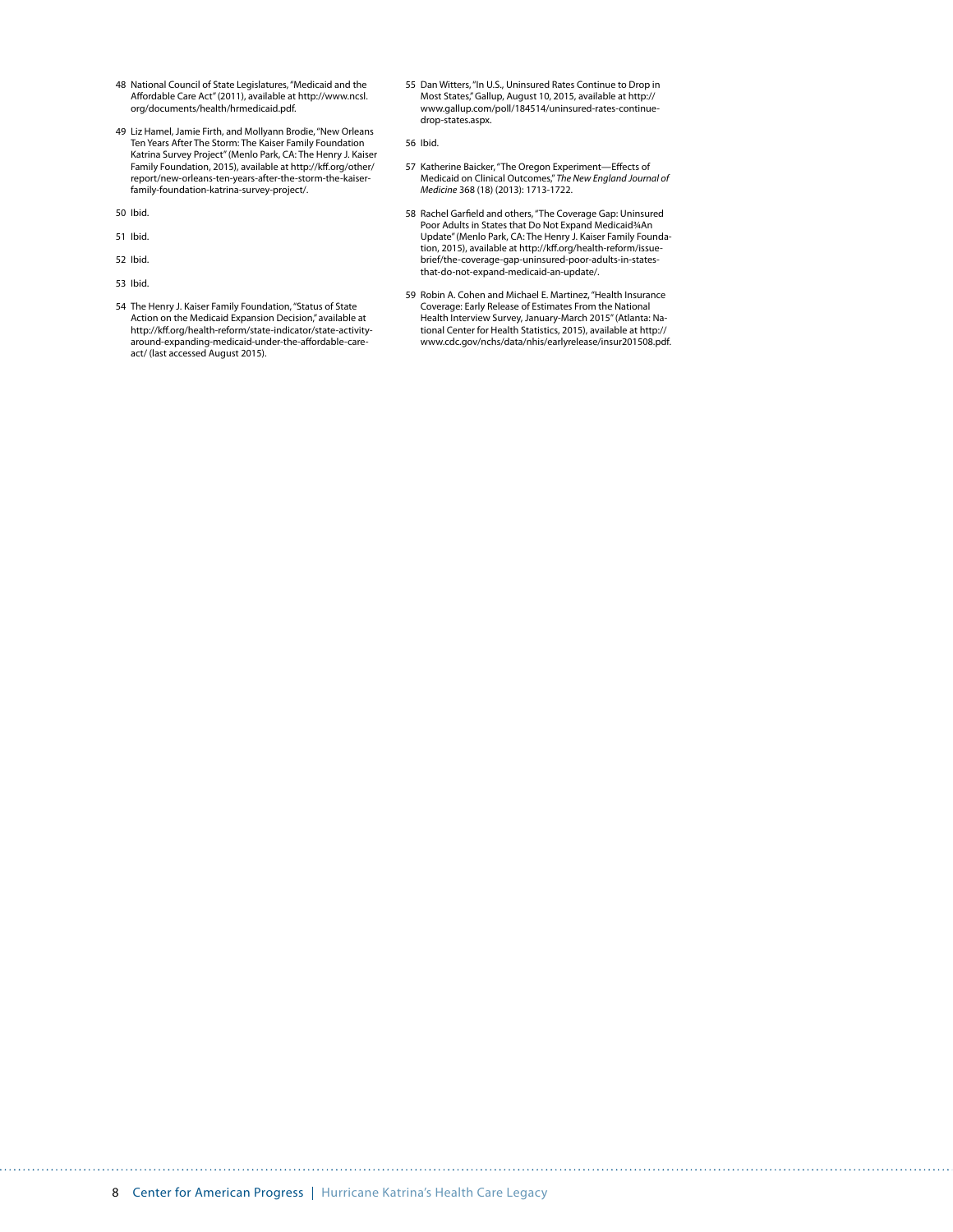48 National Council of State Legislatures, "Medicaid and the Affordable Care Act" (2011), available at http://www.ncsl.org/documents/health/hrmedicaid.pdf.

49 Liz Hamel, Jamie Firth, and Mollyann Brodie, "New Orleans Ten Years After The Storm: The Kaiser Family Foundation Katrina Survey Project" (Menlo Park, CA: The Henry J. Kaiser Family Foundation, 2015), available at http://kff.org/other/report/new-orleans-ten-years-after-the-storm-the-kaiser-family-foundation-katrina-survey-project/.

50 Ibid.

51 Ibid.

52 Ibid.

53 Ibid.

54 The Henry J. Kaiser Family Foundation, "Status of State Action on the Medicaid Expansion Decision," available at http://kff.org/health-reform/state-indicator/state-activity-around-expanding-medicaid-under-the-affordable-care-act/ (last accessed August 2015).

55 Dan Witters, "In U.S., Uninsured Rates Continue to Drop in Most States," Gallup, August 10, 2015, available at http://www.gallup.com/poll/184514/uninsured-rates-continue-drop-states.aspx.

56 Ibid.

57 Katherine Baicker, "The Oregon Experiment—Effects of Medicaid on Clinical Outcomes," *The New England Journal of Medicine* 368 (18) (2013): 1713-1722.

58 Rachel Garfield and others, "The Coverage Gap: Uninsured Poor Adults in States that Do Not Expand Medicaid¾An Update" (Menlo Park, CA: The Henry J. Kaiser Family Foundation, 2015), available at http://kff.org/health-reform/issue-brief/the-coverage-gap-uninsured-poor-adults-in-states-that-do-not-expand-medicaid-an-update/.

59 Robin A. Cohen and Michael E. Martinez, "Health Insurance Coverage: Early Release of Estimates From the National Health Interview Survey, January-March 2015" (Atlanta: National Center for Health Statistics, 2015), available at http://www.cdc.gov/nchs/data/nhis/earlyrelease/insur201508.pdf.